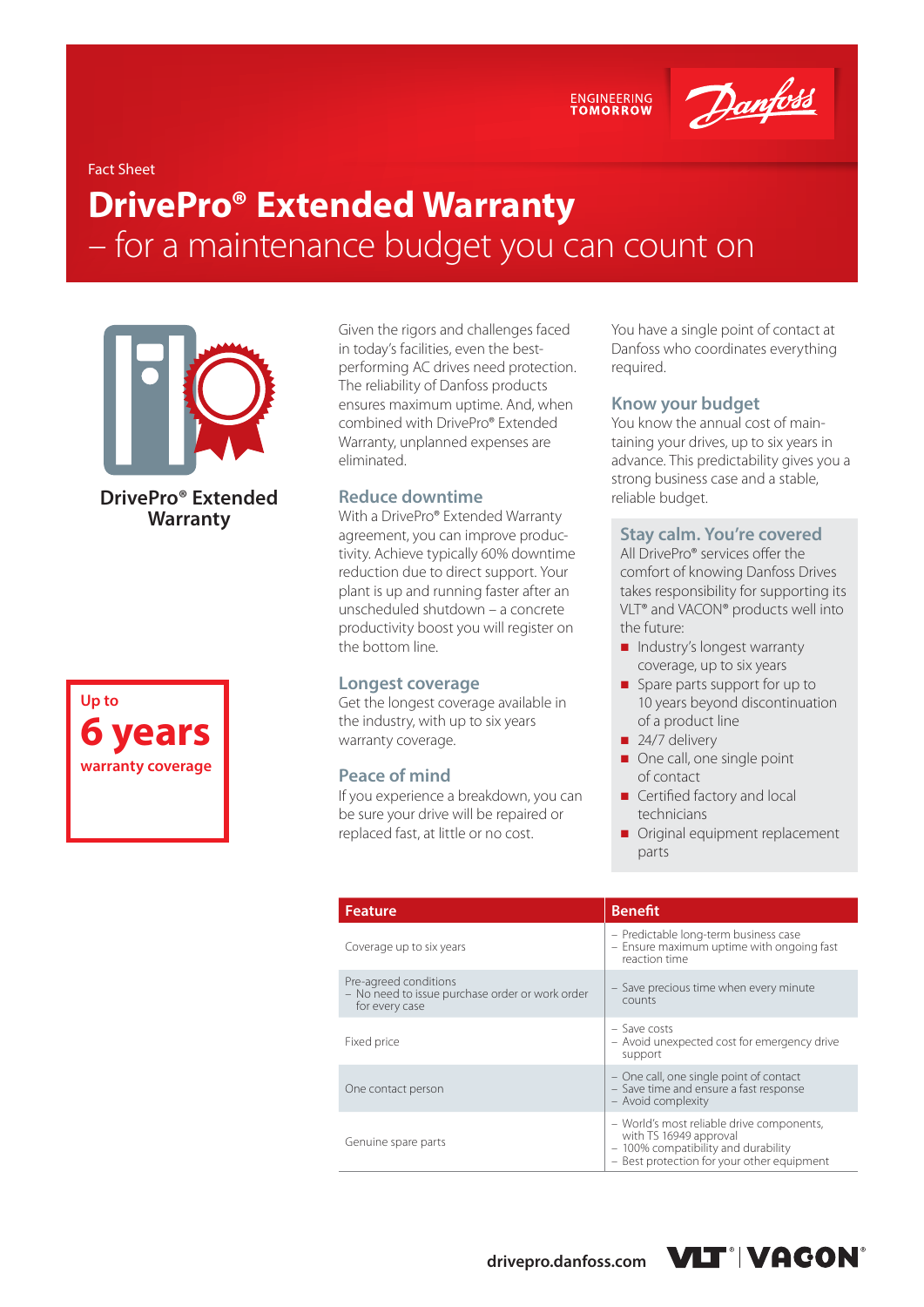Fact Sheet

# DrivePro® Extended Warranty
## – for a maintenance budget you can count on

**DrivePro® Extended Warranty**

Up to
**6 years**
warranty coverage

Given the rigors and challenges faced in today's facilities, even the best-performing AC drives need protection. The reliability of Danfoss products ensures maximum uptime. And, when combined with DrivePro® Extended Warranty, unplanned expenses are eliminated.

### Reduce downtime
With a DrivePro® Extended Warranty agreement, you can improve productivity. Achieve typically 60% downtime reduction due to direct support. Your plant is up and running faster after an unscheduled shutdown – a concrete productivity boost you will register on the bottom line.

### Longest coverage
Get the longest coverage available in the industry, with up to six years warranty coverage.

### Peace of mind
If you experience a breakdown, you can be sure your drive will be repaired or replaced fast, at little or no cost.

You have a single point of contact at Danfoss who coordinates everything required.

### Know your budget
You know the annual cost of maintaining your drives, up to six years in advance. This predictability gives you a strong business case and a stable, reliable budget.

### Stay calm. You're covered
All DrivePro® services offer the comfort of knowing Danfoss Drives takes responsibility for supporting its VLT® and VACON® products well into the future:

- Industry's longest warranty coverage, up to six years
- Spare parts support for up to 10 years beyond discontinuation of a product line
- 24/7 delivery
- One call, one single point of contact
- Certified factory and local technicians
- Original equipment replacement parts

| Feature | Benefit |
| --- | --- |
| Coverage up to six years | – Predictable long-term business case<br>– Ensure maximum uptime with ongoing fast reaction time |
| Pre-agreed conditions<br>– No need to issue purchase order or work order for every case | – Save precious time when every minute counts |
| Fixed price | – Save costs<br>– Avoid unexpected cost for emergency drive support |
| One contact person | – One call, one single point of contact<br>– Save time and ensure a fast response<br>– Avoid complexity |
| Genuine spare parts | – World's most reliable drive components, with TS 16949 approval<br>– 100% compatibility and durability<br>– Best protection for your other equipment |

drivepro.danfoss.com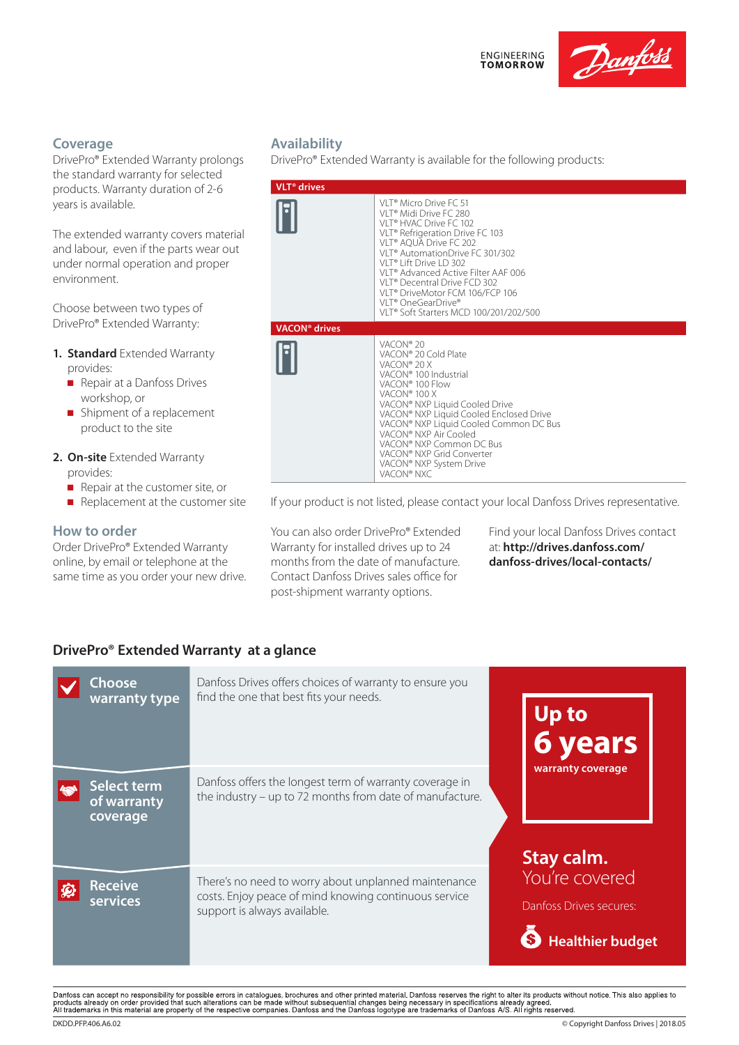## Coverage

DrivePro® Extended Warranty prolongs the standard warranty for selected products. Warranty duration of 2-6 years is available.

The extended warranty covers material and labour, even if the parts wear out under normal operation and proper environment.

Choose between two types of DrivePro® Extended Warranty:

1. **Standard** Extended Warranty provides:
   - Repair at a Danfoss Drives workshop, or
   - Shipment of a replacement product to the site
2. **On-site** Extended Warranty provides:
   - Repair at the customer site, or
   - Replacement at the customer site

## How to order

Order DrivePro® Extended Warranty online, by email or telephone at the same time as you order your new drive.

## Availability

DrivePro® Extended Warranty is available for the following products:

| VLT® drives |
|---|
| VLT® Micro Drive FC 51 |
| VLT® Midi Drive FC 280 |
| VLT® HVAC Drive FC 102 |
| VLT® Refrigeration Drive FC 103 |
| VLT® AQUA Drive FC 202 |
| VLT® AutomationDrive FC 301/302 |
| VLT® Lift Drive LD 302 |
| VLT® Advanced Active Filter AAF 006 |
| VLT® Decentral Drive FCD 302 |
| VLT® DriveMotor FCM 106/FCP 106 |
| VLT® OneGearDrive® |
| VLT® Soft Starters MCD 100/201/202/500 |

| VACON® drives |
|---|
| VACON® 20 |
| VACON® 20 Cold Plate |
| VACON® 20 X |
| VACON® 100 Industrial |
| VACON® 100 Flow |
| VACON® 100 X |
| VACON® NXP Liquid Cooled Drive |
| VACON® NXP Liquid Cooled Enclosed Drive |
| VACON® NXP Liquid Cooled Common DC Bus |
| VACON® NXP Air Cooled |
| VACON® NXP Common DC Bus |
| VACON® NXP Grid Converter |
| VACON® NXP System Drive |
| VACON® NXC |

If your product is not listed, please contact your local Danfoss Drives representative.

You can also order DrivePro® Extended Warranty for installed drives up to 24 months from the date of manufacture. Contact Danfoss Drives sales office for post-shipment warranty options.

Find your local Danfoss Drives contact at: **http://drives.danfoss.com/danfoss-drives/local-contacts/**

## DrivePro® Extended Warranty at a glance

**Choose warranty type**
Danfoss Drives offers choices of warranty to ensure you find the one that best fits your needs.

**Select term of warranty coverage**
Danfoss offers the longest term of warranty coverage in the industry – up to 72 months from date of manufacture.

**Receive services**
There's no need to worry about unplanned maintenance costs. Enjoy peace of mind knowing continuous service support is always available.

**Up to 6 years** warranty coverage

**Stay calm.**
You're covered

Danfoss Drives secures:

**Healthier budget**

Danfoss can accept no responsibility for possible errors in catalogues, brochures and other printed material. Danfoss reserves the right to alter its products without notice. This also applies to products already on order provided that such alterations can be made without subsequential changes being necessary in specifications already agreed.
All trademarks in this material are property of the respective companies. Danfoss and the Danfoss logotype are trademarks of Danfoss A/S. All rights reserved.

DKDD.PFP.406.A6.02

© Copyright Danfoss Drives | 2018.05